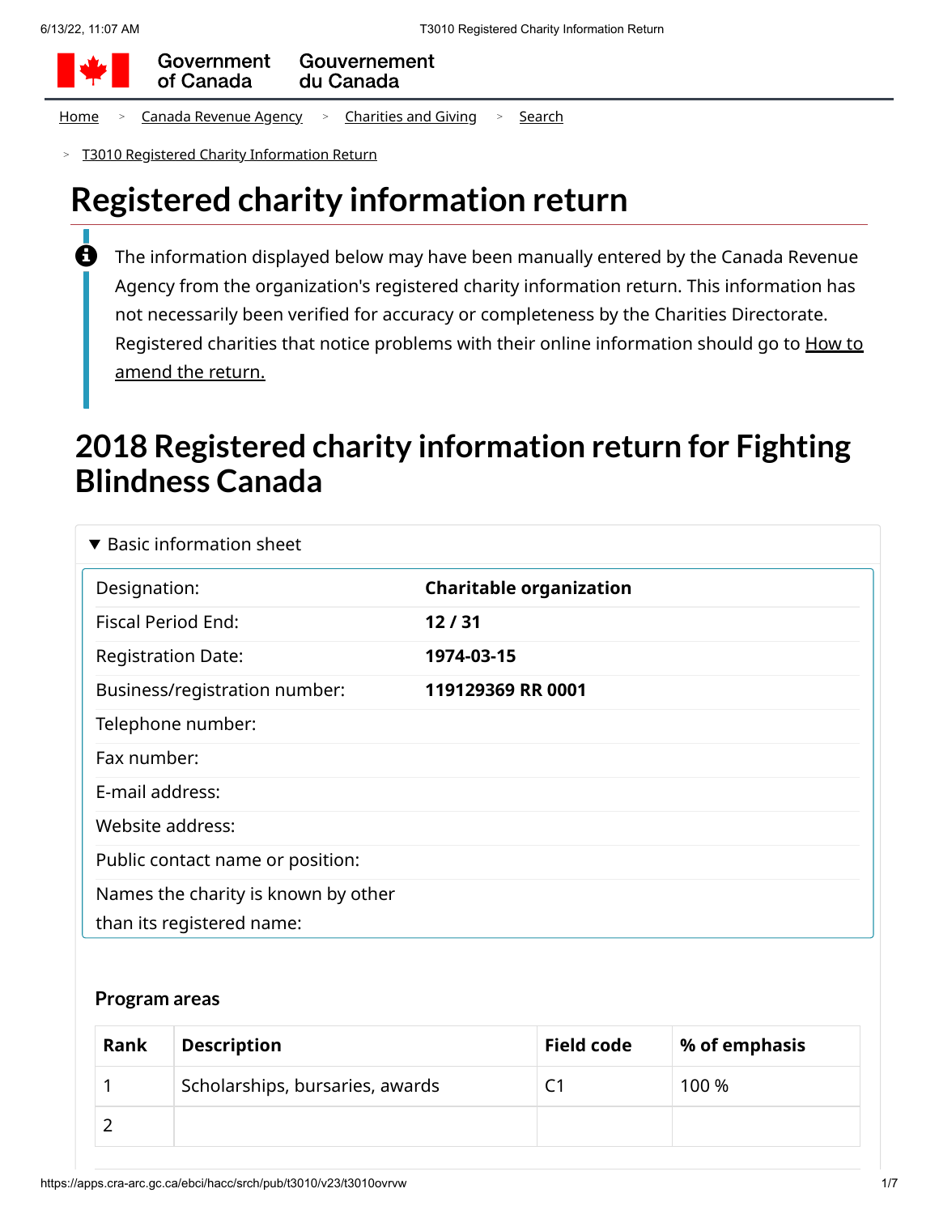Government of Canada / Gouvernement du Canada

Home > Canada Revenue Agency > Charities and Giving > Search > T3010 Registered Charity Information Return

# Registered charity information return

The information displayed below may have been manually entered by the Canada Revenue Agency from the organization's registered charity information return. This information has not necessarily been verified for accuracy or completeness by the Charities Directorate. Registered charities that notice problems with their online information should go to How to amend the return.

# 2018 Registered charity information return for Fighting Blindness Canada

▼ Basic information sheet

| | |
|---|---|
| Designation: | **Charitable organization** |
| Fiscal Period End: | **12 / 31** |
| Registration Date: | **1974-03-15** |
| Business/registration number: | **119129369 RR 0001** |
| Telephone number: | |
| Fax number: | |
| E-mail address: | |
| Website address: | |
| Public contact name or position: | |
| Names the charity is known by other than its registered name: | |

### Program areas

| Rank | Description | Field code | % of emphasis |
|---|---|---|---|
| 1 | Scholarships, bursaries, awards | C1 | 100 % |
| 2 | | | |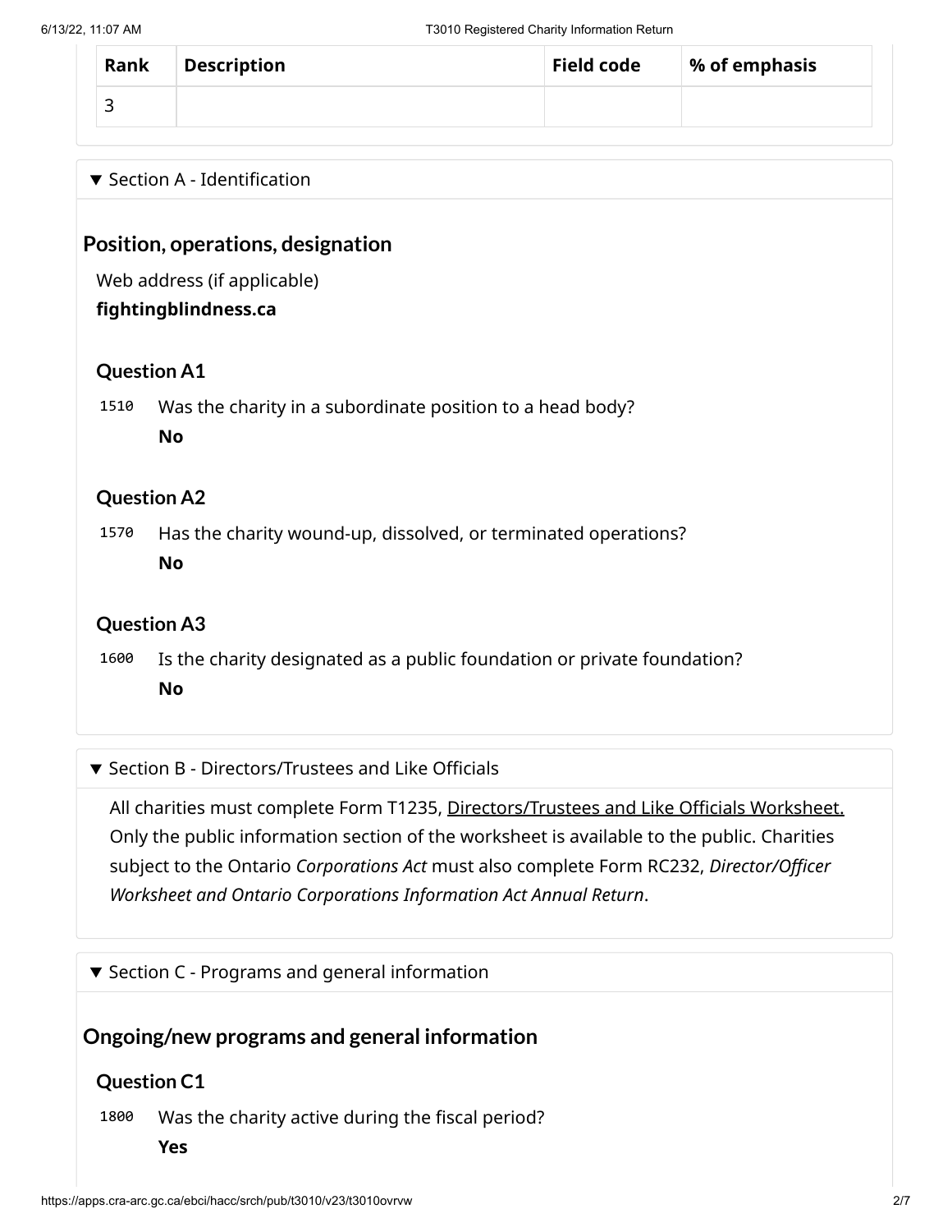| Rank | Description | Field code | % of emphasis |
| --- | --- | --- | --- |
| 3 | | | |

▼ Section A - Identification

## Position, operations, designation

Web address (if applicable)

**fightingblindness.ca**

### Question A1

1510 Was the charity in a subordinate position to a head body?

**No**

### Question A2

1570 Has the charity wound-up, dissolved, or terminated operations?

**No**

### Question A3

1600 Is the charity designated as a public foundation or private foundation?

**No**

▼ Section B - Directors/Trustees and Like Officials

All charities must complete Form T1235, Directors/Trustees and Like Officials Worksheet. Only the public information section of the worksheet is available to the public. Charities subject to the Ontario *Corporations Act* must also complete Form RC232, *Director/Officer Worksheet and Ontario Corporations Information Act Annual Return*.

▼ Section C - Programs and general information

## Ongoing/new programs and general information

### Question C1

1800 Was the charity active during the fiscal period?

**Yes**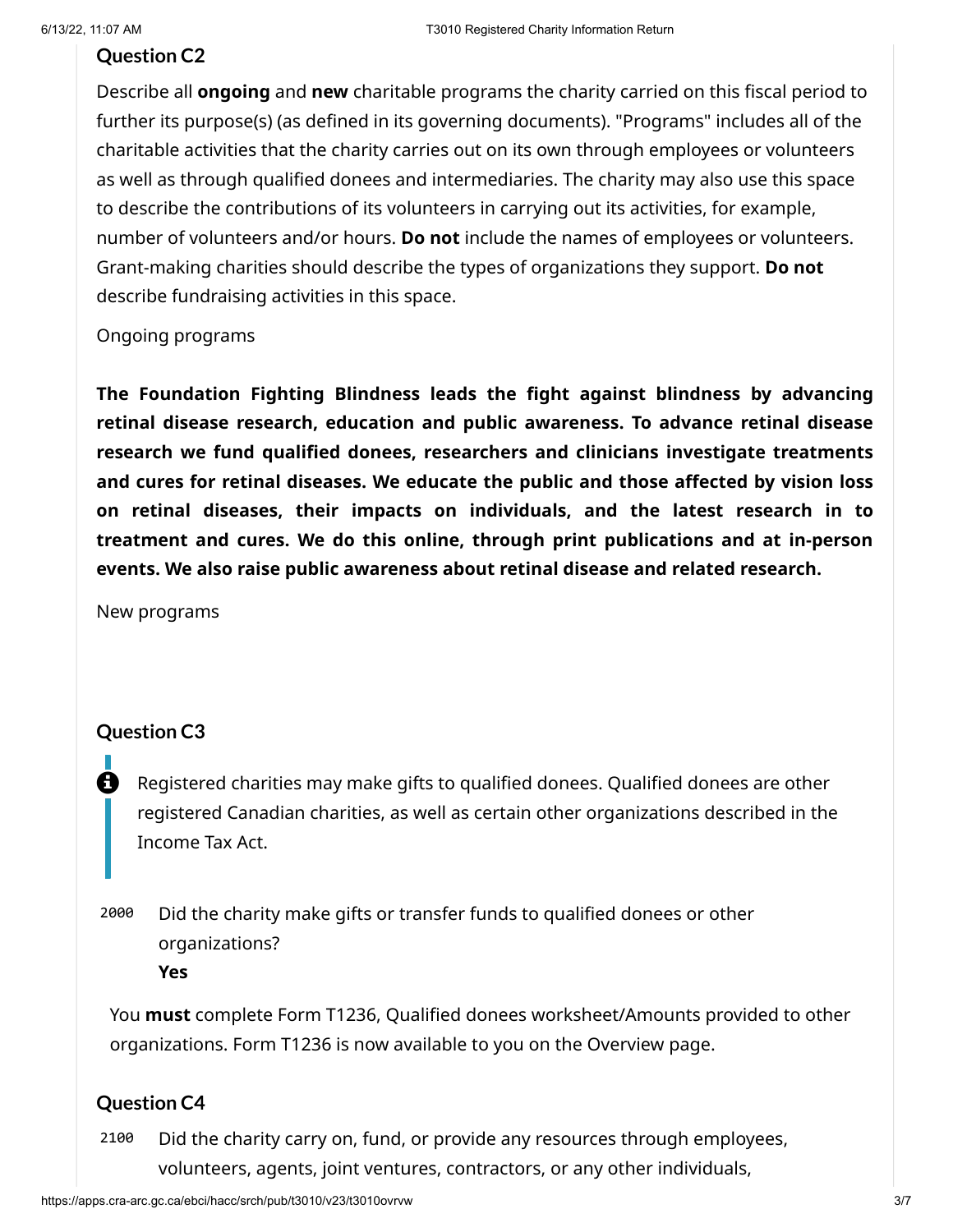## Question C2

Describe all **ongoing** and **new** charitable programs the charity carried on this fiscal period to further its purpose(s) (as defined in its governing documents). "Programs" includes all of the charitable activities that the charity carries out on its own through employees or volunteers as well as through qualified donees and intermediaries. The charity may also use this space to describe the contributions of its volunteers in carrying out its activities, for example, number of volunteers and/or hours. **Do not** include the names of employees or volunteers. Grant-making charities should describe the types of organizations they support. **Do not** describe fundraising activities in this space.

Ongoing programs

**The Foundation Fighting Blindness leads the fight against blindness by advancing retinal disease research, education and public awareness. To advance retinal disease research we fund qualified donees, researchers and clinicians investigate treatments and cures for retinal diseases. We educate the public and those affected by vision loss on retinal diseases, their impacts on individuals, and the latest research in to treatment and cures. We do this online, through print publications and at in-person events. We also raise public awareness about retinal disease and related research.**

New programs

## Question C3

Registered charities may make gifts to qualified donees. Qualified donees are other registered Canadian charities, as well as certain other organizations described in the Income Tax Act.

2000 Did the charity make gifts or transfer funds to qualified donees or other organizations?
**Yes**

You **must** complete Form T1236, Qualified donees worksheet/Amounts provided to other organizations. Form T1236 is now available to you on the Overview page.

## Question C4

2100 Did the charity carry on, fund, or provide any resources through employees, volunteers, agents, joint ventures, contractors, or any other individuals,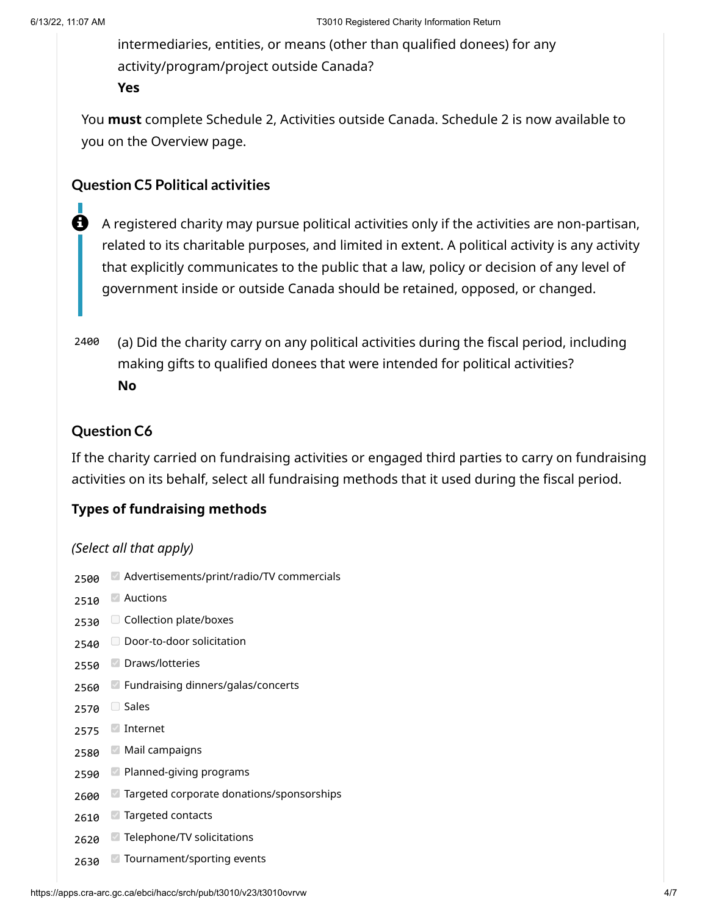intermediaries, entities, or means (other than qualified donees) for any activity/program/project outside Canada?
**Yes**

You **must** complete Schedule 2, Activities outside Canada. Schedule 2 is now available to you on the Overview page.

### Question C5 Political activities

> A registered charity may pursue political activities only if the activities are non-partisan, related to its charitable purposes, and limited in extent. A political activity is any activity that explicitly communicates to the public that a law, policy or decision of any level of government inside or outside Canada should be retained, opposed, or changed.

2400 (a) Did the charity carry on any political activities during the fiscal period, including making gifts to qualified donees that were intended for political activities?
**No**

### Question C6

If the charity carried on fundraising activities or engaged third parties to carry on fundraising activities on its behalf, select all fundraising methods that it used during the fiscal period.

#### Types of fundraising methods

*(Select all that apply)*

- 2500 [x] Advertisements/print/radio/TV commercials
- 2510 [x] Auctions
- 2530 [ ] Collection plate/boxes
- 2540 [ ] Door-to-door solicitation
- 2550 [x] Draws/lotteries
- 2560 [x] Fundraising dinners/galas/concerts
- 2570 [ ] Sales
- 2575 [x] Internet
- 2580 [x] Mail campaigns
- 2590 [x] Planned-giving programs
- 2600 [x] Targeted corporate donations/sponsorships
- 2610 [x] Targeted contacts
- 2620 [x] Telephone/TV solicitations
- 2630 [x] Tournament/sporting events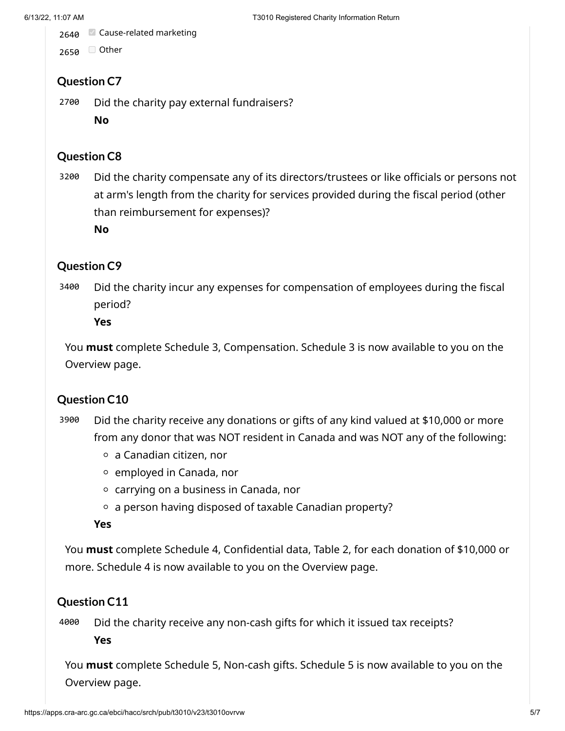2640 - [x] Cause-related marketing

2650 - [ ] Other

### Question C7

2700 Did the charity pay external fundraisers?

**No**

### Question C8

3200 Did the charity compensate any of its directors/trustees or like officials or persons not at arm's length from the charity for services provided during the fiscal period (other than reimbursement for expenses)?

**No**

### Question C9

3400 Did the charity incur any expenses for compensation of employees during the fiscal period?

**Yes**

You **must** complete Schedule 3, Compensation. Schedule 3 is now available to you on the Overview page.

### Question C10

3900 Did the charity receive any donations or gifts of any kind valued at $10,000 or more from any donor that was NOT resident in Canada and was NOT any of the following:

- a Canadian citizen, nor
- employed in Canada, nor
- carrying on a business in Canada, nor
- a person having disposed of taxable Canadian property?

**Yes**

You **must** complete Schedule 4, Confidential data, Table 2, for each donation of $10,000 or more. Schedule 4 is now available to you on the Overview page.

### Question C11

4000 Did the charity receive any non-cash gifts for which it issued tax receipts?

**Yes**

You **must** complete Schedule 5, Non-cash gifts. Schedule 5 is now available to you on the Overview page.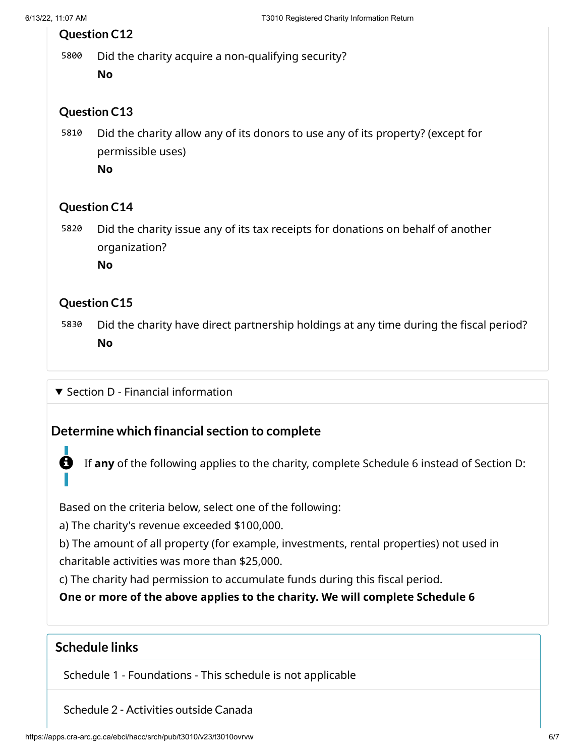### Question C12

5800 Did the charity acquire a non-qualifying security?

**No**

### Question C13

5810 Did the charity allow any of its donors to use any of its property? (except for permissible uses)

**No**

### Question C14

5820 Did the charity issue any of its tax receipts for donations on behalf of another organization?

**No**

### Question C15

5830 Did the charity have direct partnership holdings at any time during the fiscal period?

**No**

▼ Section D - Financial information

## Determine which financial section to complete

If **any** of the following applies to the charity, complete Schedule 6 instead of Section D:

Based on the criteria below, select one of the following:

a) The charity's revenue exceeded $100,000.

b) The amount of all property (for example, investments, rental properties) not used in charitable activities was more than $25,000.

c) The charity had permission to accumulate funds during this fiscal period.

**One or more of the above applies to the charity. We will complete Schedule 6**

## Schedule links

Schedule 1 - Foundations - This schedule is not applicable

Schedule 2 - Activities outside Canada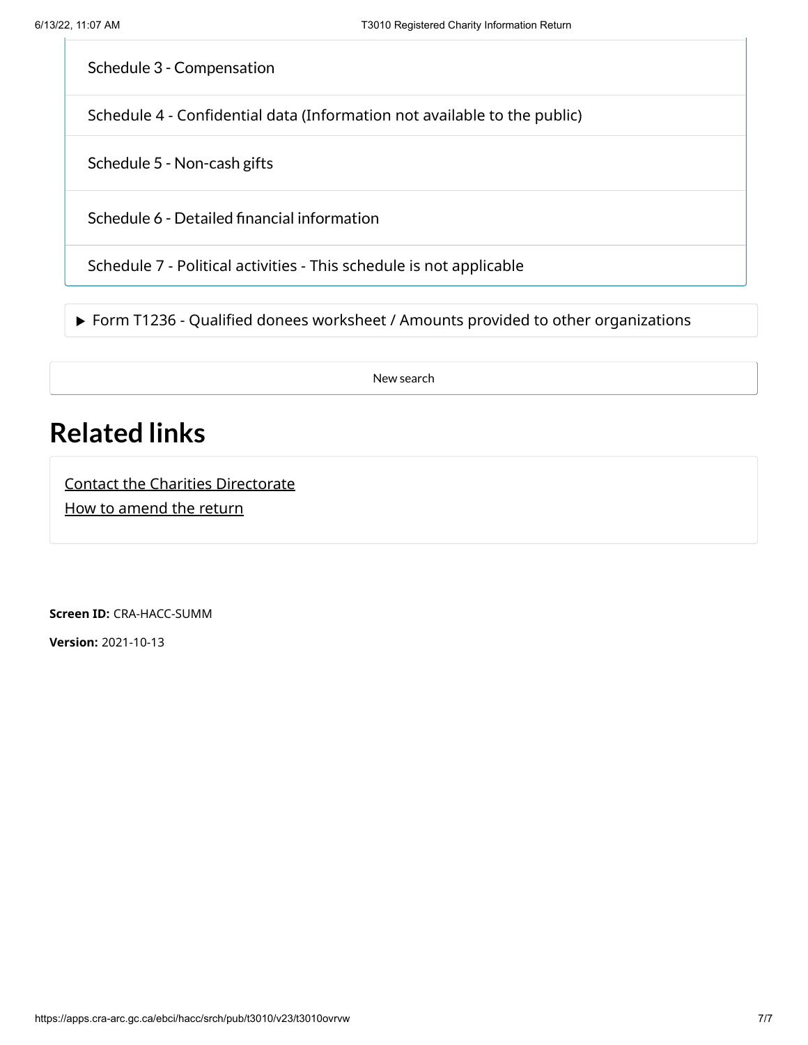Schedule 3 - Compensation

Schedule 4 - Confidential data (Information not available to the public)

Schedule 5 - Non-cash gifts

Schedule 6 - Detailed financial information

Schedule 7 - Political activities - This schedule is not applicable

▶ Form T1236 - Qualified donees worksheet / Amounts provided to other organizations

New search

## Related links

Contact the Charities Directorate
How to amend the return

**Screen ID:** CRA-HACC-SUMM

**Version:** 2021-10-13